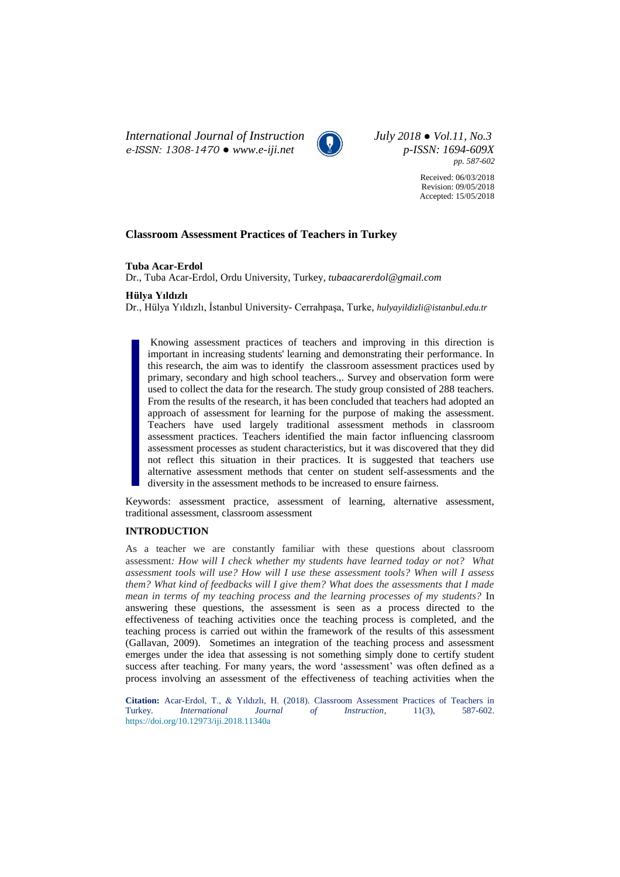*International Journal of Instruction* *July 2018 ● Vol.11, No.3*
*e-ISSN: 1308-1470 ● www.e-iji.net* *p-ISSN: 1694-609X*
*pp. 587-602*

Received: 06/03/2018
Revision: 09/05/2018
Accepted: 15/05/2018

# Classroom Assessment Practices of Teachers in Turkey

**Tuba Acar-Erdol**
Dr., Tuba Acar-Erdol, Ordu University, Turkey, *tubaacarerdol@gmail.com*

**Hülya Yıldızlı**
Dr., Hülya Yıldızlı, İstanbul University- Cerrahpaşa, Turke, *hulyayildizli@istanbul.edu.tr*

Knowing assessment practices of teachers and improving in this direction is important in increasing students' learning and demonstrating their performance. In this research, the aim was to identify the classroom assessment practices used by primary, secondary and high school teachers.,. Survey and observation form were used to collect the data for the research. The study group consisted of 288 teachers. From the results of the research, it has been concluded that teachers had adopted an approach of assessment for learning for the purpose of making the assessment. Teachers have used largely traditional assessment methods in classroom assessment practices. Teachers identified the main factor influencing classroom assessment processes as student characteristics, but it was discovered that they did not reflect this situation in their practices. It is suggested that teachers use alternative assessment methods that center on student self-assessments and the diversity in the assessment methods to be increased to ensure fairness.

Keywords: assessment practice, assessment of learning, alternative assessment, traditional assessment, classroom assessment

## INTRODUCTION

As a teacher we are constantly familiar with these questions about classroom assessment*: How will I check whether my students have learned today or not? What assessment tools will use? How will I use these assessment tools? When will I assess them? What kind of feedbacks will I give them? What does the assessments that I made mean in terms of my teaching process and the learning processes of my students?* In answering these questions, the assessment is seen as a process directed to the effectiveness of teaching activities once the teaching process is completed, and the teaching process is carried out within the framework of the results of this assessment (Gallavan, 2009). Sometimes an integration of the teaching process and assessment emerges under the idea that assessing is not something simply done to certify student success after teaching. For many years, the word 'assessment' was often defined as a process involving an assessment of the effectiveness of teaching activities when the

**Citation:** Acar-Erdol, T., & Yıldızlı, H. (2018). Classroom Assessment Practices of Teachers in Turkey. *International Journal of Instruction*, 11(3), 587-602. https://doi.org/10.12973/iji.2018.11340a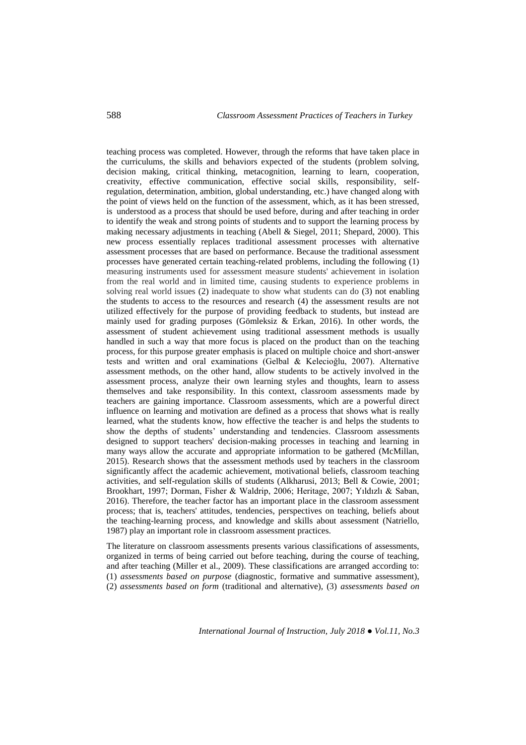teaching process was completed. However, through the reforms that have taken place in the curriculums, the skills and behaviors expected of the students (problem solving, decision making, critical thinking, metacognition, learning to learn, cooperation, creativity, effective communication, effective social skills, responsibility, self-regulation, determination, ambition, global understanding, etc.) have changed along with the point of views held on the function of the assessment, which, as it has been stressed, is understood as a process that should be used before, during and after teaching in order to identify the weak and strong points of students and to support the learning process by making necessary adjustments in teaching (Abell & Siegel, 2011; Shepard, 2000). This new process essentially replaces traditional assessment processes with alternative assessment processes that are based on performance. Because the traditional assessment processes have generated certain teaching-related problems, including the following (1) measuring instruments used for assessment measure students' achievement in isolation from the real world and in limited time, causing students to experience problems in solving real world issues (2) inadequate to show what students can do (3) not enabling the students to access to the resources and research (4) the assessment results are not utilized effectively for the purpose of providing feedback to students, but instead are mainly used for grading purposes (Gömleksiz & Erkan, 2016). In other words, the assessment of student achievement using traditional assessment methods is usually handled in such a way that more focus is placed on the product than on the teaching process, for this purpose greater emphasis is placed on multiple choice and short-answer tests and written and oral examinations (Gelbal & Kelecioğlu, 2007). Alternative assessment methods, on the other hand, allow students to be actively involved in the assessment process, analyze their own learning styles and thoughts, learn to assess themselves and take responsibility. In this context, classroom assessments made by teachers are gaining importance. Classroom assessments, which are a powerful direct influence on learning and motivation are defined as a process that shows what is really learned, what the students know, how effective the teacher is and helps the students to show the depths of students' understanding and tendencies. Classroom assessments designed to support teachers' decision-making processes in teaching and learning in many ways allow the accurate and appropriate information to be gathered (McMillan, 2015). Research shows that the assessment methods used by teachers in the classroom significantly affect the academic achievement, motivational beliefs, classroom teaching activities, and self-regulation skills of students (Alkharusi, 2013; Bell & Cowie, 2001; Brookhart, 1997; Dorman, Fisher & Waldrip, 2006; Heritage, 2007; Yıldızlı & Saban, 2016). Therefore, the teacher factor has an important place in the classroom assessment process; that is, teachers' attitudes, tendencies, perspectives on teaching, beliefs about the teaching-learning process, and knowledge and skills about assessment (Natriello, 1987) play an important role in classroom assessment practices.

The literature on classroom assessments presents various classifications of assessments, organized in terms of being carried out before teaching, during the course of teaching, and after teaching (Miller et al., 2009). These classifications are arranged according to: (1) *assessments based on purpose* (diagnostic, formative and summative assessment), (2) *assessments based on form* (traditional and alternative), (3) *assessments based on*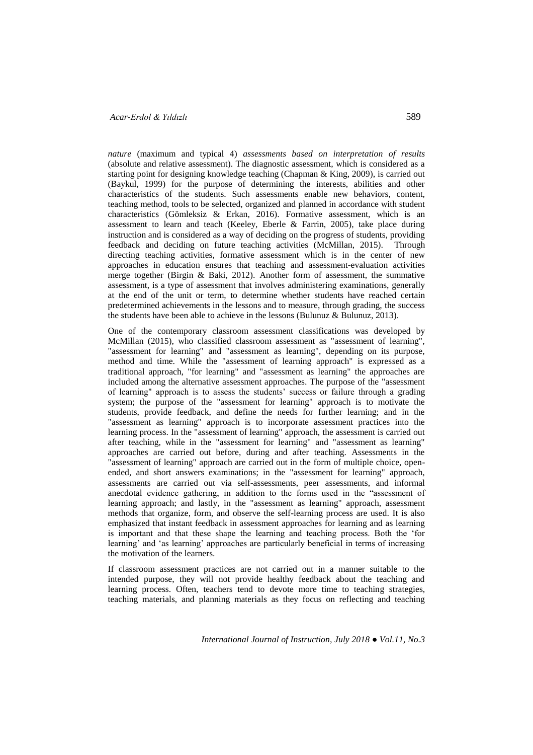*nature* (maximum and typical 4) *assessments based on interpretation of results* (absolute and relative assessment). The diagnostic assessment, which is considered as a starting point for designing knowledge teaching (Chapman & King, 2009), is carried out (Baykul, 1999) for the purpose of determining the interests, abilities and other characteristics of the students. Such assessments enable new behaviors, content, teaching method, tools to be selected, organized and planned in accordance with student characteristics (Gömleksiz & Erkan, 2016). Formative assessment, which is an assessment to learn and teach (Keeley, Eberle & Farrin, 2005), take place during instruction and is considered as a way of deciding on the progress of students, providing feedback and deciding on future teaching activities (McMillan, 2015). Through directing teaching activities, formative assessment which is in the center of new approaches in education ensures that teaching and assessment-evaluation activities merge together (Birgin & Baki, 2012). Another form of assessment, the summative assessment, is a type of assessment that involves administering examinations, generally at the end of the unit or term, to determine whether students have reached certain predetermined achievements in the lessons and to measure, through grading, the success the students have been able to achieve in the lessons (Bulunuz & Bulunuz, 2013).

One of the contemporary classroom assessment classifications was developed by McMillan (2015), who classified classroom assessment as "assessment of learning", "assessment for learning" and "assessment as learning", depending on its purpose, method and time. While the "assessment of learning approach" is expressed as a traditional approach, "for learning" and "assessment as learning" the approaches are included among the alternative assessment approaches. The purpose of the "assessment of learning" approach is to assess the students' success or failure through a grading system; the purpose of the "assessment for learning" approach is to motivate the students, provide feedback, and define the needs for further learning; and in the "assessment as learning" approach is to incorporate assessment practices into the learning process. In the "assessment of learning" approach, the assessment is carried out after teaching, while in the "assessment for learning" and "assessment as learning" approaches are carried out before, during and after teaching. Assessments in the "assessment of learning" approach are carried out in the form of multiple choice, open-ended, and short answers examinations; in the "assessment for learning" approach, assessments are carried out via self-assessments, peer assessments, and informal anecdotal evidence gathering, in addition to the forms used in the "assessment of learning approach; and lastly, in the "assessment as learning" approach, assessment methods that organize, form, and observe the self-learning process are used. It is also emphasized that instant feedback in assessment approaches for learning and as learning is important and that these shape the learning and teaching process. Both the 'for learning' and 'as learning' approaches are particularly beneficial in terms of increasing the motivation of the learners.

If classroom assessment practices are not carried out in a manner suitable to the intended purpose, they will not provide healthy feedback about the teaching and learning process. Often, teachers tend to devote more time to teaching strategies, teaching materials, and planning materials as they focus on reflecting and teaching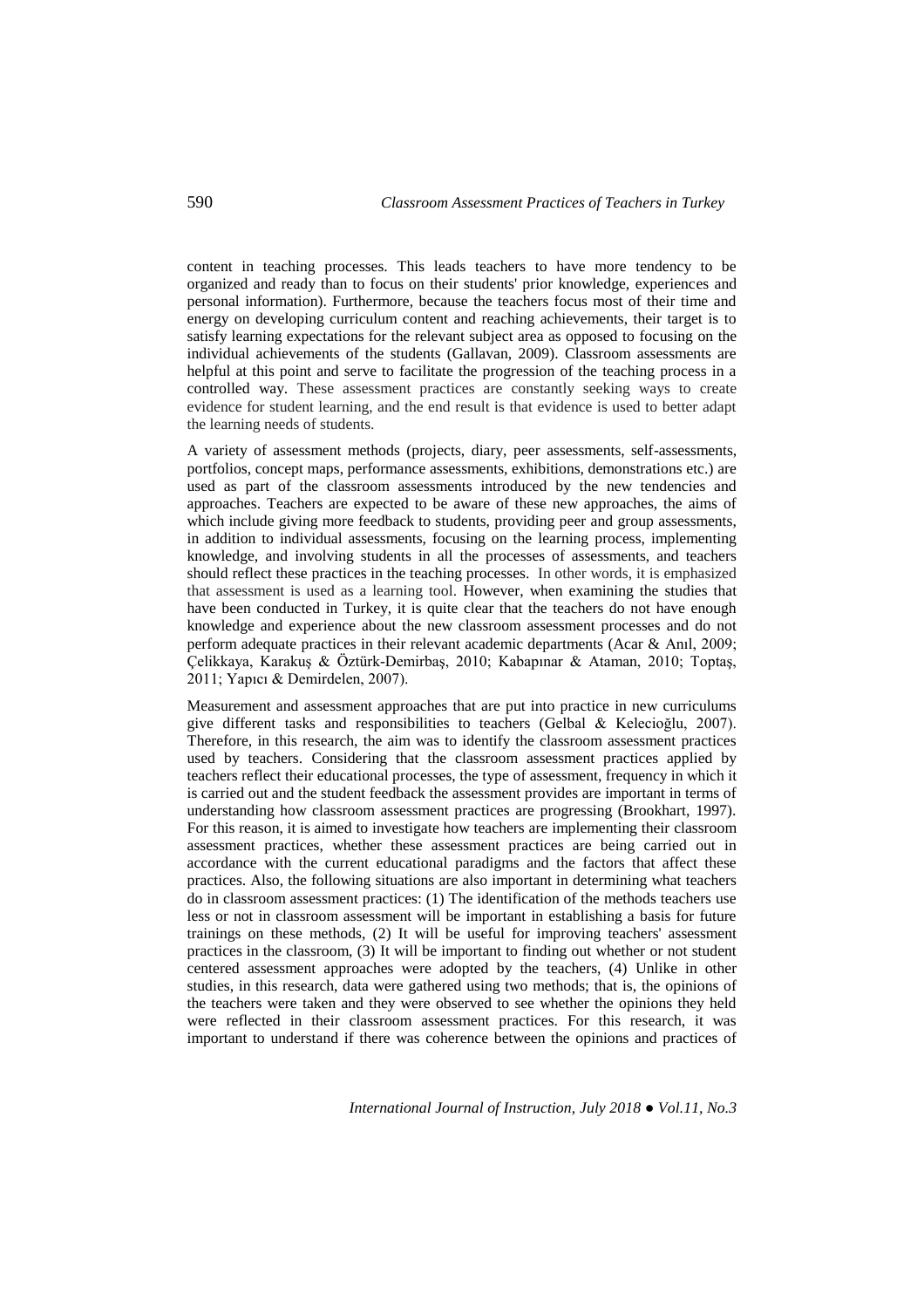content in teaching processes. This leads teachers to have more tendency to be organized and ready than to focus on their students' prior knowledge, experiences and personal information). Furthermore, because the teachers focus most of their time and energy on developing curriculum content and reaching achievements, their target is to satisfy learning expectations for the relevant subject area as opposed to focusing on the individual achievements of the students (Gallavan, 2009). Classroom assessments are helpful at this point and serve to facilitate the progression of the teaching process in a controlled way. These assessment practices are constantly seeking ways to create evidence for student learning, and the end result is that evidence is used to better adapt the learning needs of students.

A variety of assessment methods (projects, diary, peer assessments, self-assessments, portfolios, concept maps, performance assessments, exhibitions, demonstrations etc.) are used as part of the classroom assessments introduced by the new tendencies and approaches. Teachers are expected to be aware of these new approaches, the aims of which include giving more feedback to students, providing peer and group assessments, in addition to individual assessments, focusing on the learning process, implementing knowledge, and involving students in all the processes of assessments, and teachers should reflect these practices in the teaching processes. In other words, it is emphasized that assessment is used as a learning tool. However, when examining the studies that have been conducted in Turkey, it is quite clear that the teachers do not have enough knowledge and experience about the new classroom assessment processes and do not perform adequate practices in their relevant academic departments (Acar & Anıl, 2009; Çelikkaya, Karakuş & Öztürk-Demirbaş, 2010; Kabapınar & Ataman, 2010; Toptaş, 2011; Yapıcı & Demirdelen, 2007).

Measurement and assessment approaches that are put into practice in new curriculums give different tasks and responsibilities to teachers (Gelbal & Kelecioğlu, 2007). Therefore, in this research, the aim was to identify the classroom assessment practices used by teachers. Considering that the classroom assessment practices applied by teachers reflect their educational processes, the type of assessment, frequency in which it is carried out and the student feedback the assessment provides are important in terms of understanding how classroom assessment practices are progressing (Brookhart, 1997). For this reason, it is aimed to investigate how teachers are implementing their classroom assessment practices, whether these assessment practices are being carried out in accordance with the current educational paradigms and the factors that affect these practices. Also, the following situations are also important in determining what teachers do in classroom assessment practices: (1) The identification of the methods teachers use less or not in classroom assessment will be important in establishing a basis for future trainings on these methods, (2) It will be useful for improving teachers' assessment practices in the classroom, (3) It will be important to finding out whether or not student centered assessment approaches were adopted by the teachers, (4) Unlike in other studies, in this research, data were gathered using two methods; that is, the opinions of the teachers were taken and they were observed to see whether the opinions they held were reflected in their classroom assessment practices. For this research, it was important to understand if there was coherence between the opinions and practices of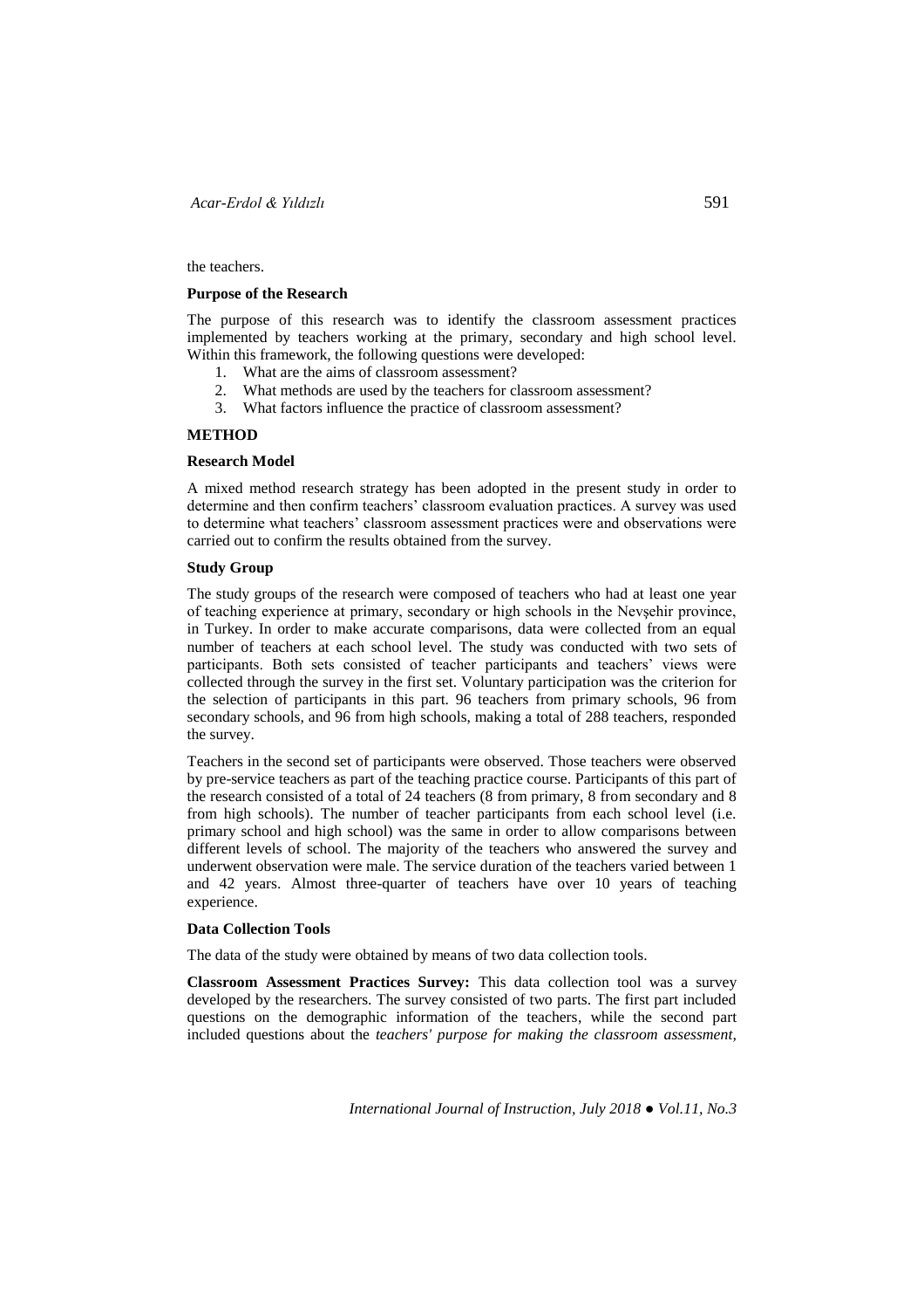the teachers.

**Purpose of the Research**

The purpose of this research was to identify the classroom assessment practices implemented by teachers working at the primary, secondary and high school level. Within this framework, the following questions were developed:

1. What are the aims of classroom assessment?
2. What methods are used by the teachers for classroom assessment?
3. What factors influence the practice of classroom assessment?

## METHOD

**Research Model**

A mixed method research strategy has been adopted in the present study in order to determine and then confirm teachers' classroom evaluation practices. A survey was used to determine what teachers' classroom assessment practices were and observations were carried out to confirm the results obtained from the survey.

**Study Group**

The study groups of the research were composed of teachers who had at least one year of teaching experience at primary, secondary or high schools in the Nevşehir province, in Turkey. In order to make accurate comparisons, data were collected from an equal number of teachers at each school level. The study was conducted with two sets of participants. Both sets consisted of teacher participants and teachers' views were collected through the survey in the first set. Voluntary participation was the criterion for the selection of participants in this part. 96 teachers from primary schools, 96 from secondary schools, and 96 from high schools, making a total of 288 teachers, responded the survey.

Teachers in the second set of participants were observed. Those teachers were observed by pre-service teachers as part of the teaching practice course. Participants of this part of the research consisted of a total of 24 teachers (8 from primary, 8 from secondary and 8 from high schools). The number of teacher participants from each school level (i.e. primary school and high school) was the same in order to allow comparisons between different levels of school. The majority of the teachers who answered the survey and underwent observation were male. The service duration of the teachers varied between 1 and 42 years. Almost three-quarter of teachers have over 10 years of teaching experience.

**Data Collection Tools**

The data of the study were obtained by means of two data collection tools.

**Classroom Assessment Practices Survey:** This data collection tool was a survey developed by the researchers. The survey consisted of two parts. The first part included questions on the demographic information of the teachers, while the second part included questions about the *teachers' purpose for making the classroom assessment,*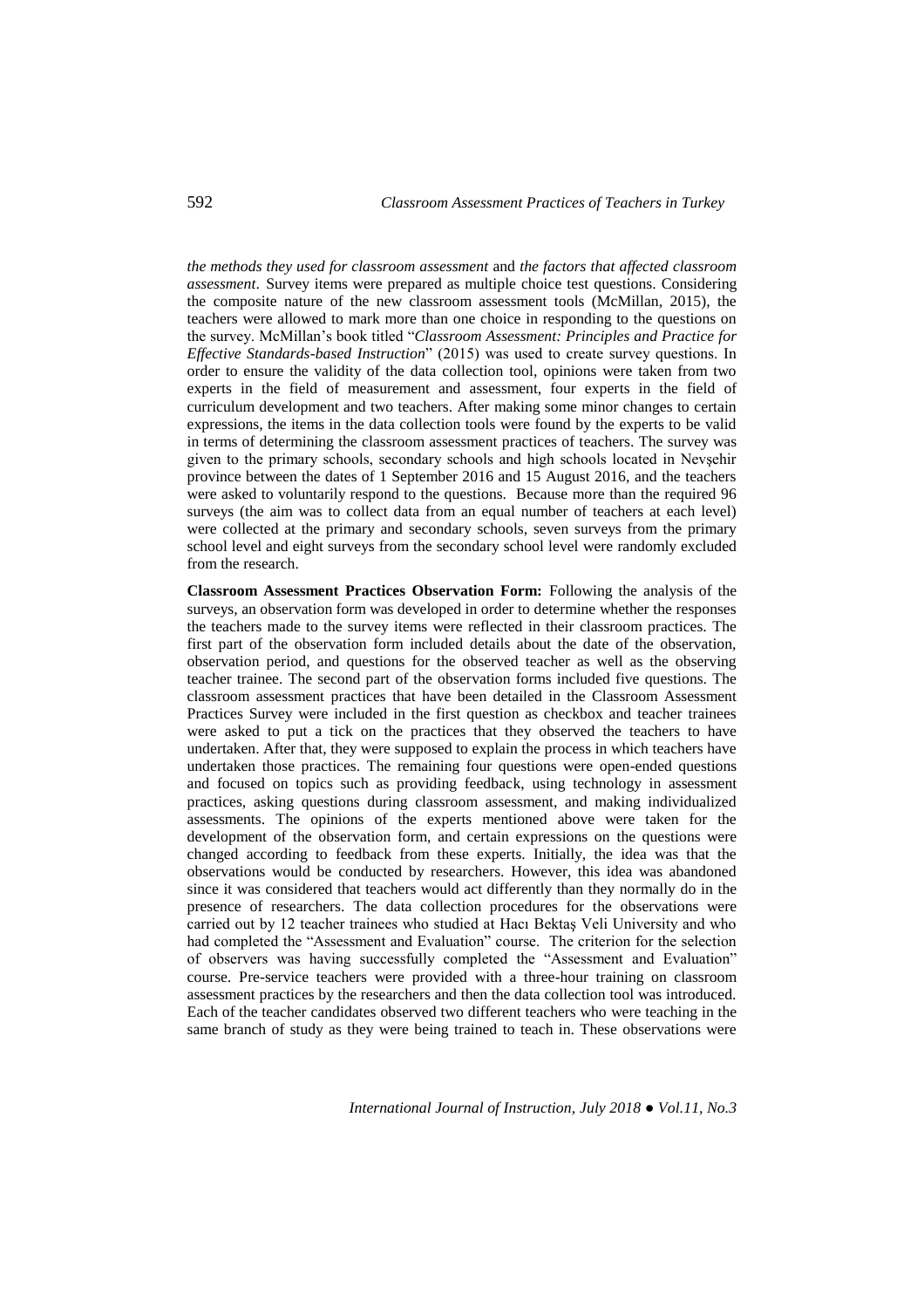*the methods they used for classroom assessment* and *the factors that affected classroom assessment*. Survey items were prepared as multiple choice test questions. Considering the composite nature of the new classroom assessment tools (McMillan, 2015), the teachers were allowed to mark more than one choice in responding to the questions on the survey. McMillan's book titled "*Classroom Assessment: Principles and Practice for Effective Standards-based Instruction*" (2015) was used to create survey questions. In order to ensure the validity of the data collection tool, opinions were taken from two experts in the field of measurement and assessment, four experts in the field of curriculum development and two teachers. After making some minor changes to certain expressions, the items in the data collection tools were found by the experts to be valid in terms of determining the classroom assessment practices of teachers. The survey was given to the primary schools, secondary schools and high schools located in Nevşehir province between the dates of 1 September 2016 and 15 August 2016, and the teachers were asked to voluntarily respond to the questions. Because more than the required 96 surveys (the aim was to collect data from an equal number of teachers at each level) were collected at the primary and secondary schools, seven surveys from the primary school level and eight surveys from the secondary school level were randomly excluded from the research.

**Classroom Assessment Practices Observation Form:** Following the analysis of the surveys, an observation form was developed in order to determine whether the responses the teachers made to the survey items were reflected in their classroom practices. The first part of the observation form included details about the date of the observation, observation period, and questions for the observed teacher as well as the observing teacher trainee. The second part of the observation forms included five questions. The classroom assessment practices that have been detailed in the Classroom Assessment Practices Survey were included in the first question as checkbox and teacher trainees were asked to put a tick on the practices that they observed the teachers to have undertaken. After that, they were supposed to explain the process in which teachers have undertaken those practices. The remaining four questions were open-ended questions and focused on topics such as providing feedback, using technology in assessment practices, asking questions during classroom assessment, and making individualized assessments. The opinions of the experts mentioned above were taken for the development of the observation form, and certain expressions on the questions were changed according to feedback from these experts. Initially, the idea was that the observations would be conducted by researchers. However, this idea was abandoned since it was considered that teachers would act differently than they normally do in the presence of researchers. The data collection procedures for the observations were carried out by 12 teacher trainees who studied at Hacı Bektaş Veli University and who had completed the "Assessment and Evaluation" course. The criterion for the selection of observers was having successfully completed the "Assessment and Evaluation" course. Pre-service teachers were provided with a three-hour training on classroom assessment practices by the researchers and then the data collection tool was introduced. Each of the teacher candidates observed two different teachers who were teaching in the same branch of study as they were being trained to teach in. These observations were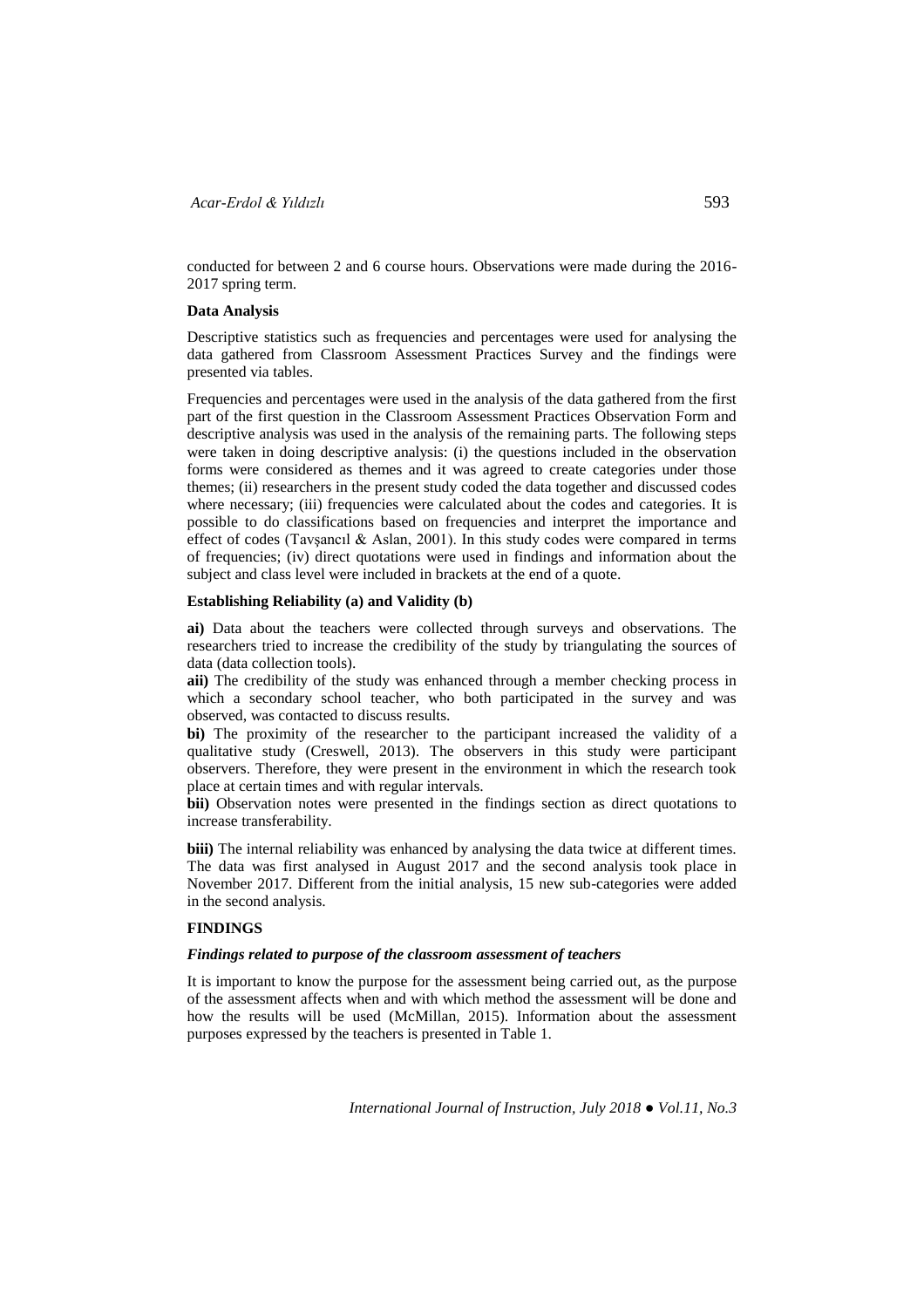conducted for between 2 and 6 course hours. Observations were made during the 2016-2017 spring term.

**Data Analysis**

Descriptive statistics such as frequencies and percentages were used for analysing the data gathered from Classroom Assessment Practices Survey and the findings were presented via tables.

Frequencies and percentages were used in the analysis of the data gathered from the first part of the first question in the Classroom Assessment Practices Observation Form and descriptive analysis was used in the analysis of the remaining parts. The following steps were taken in doing descriptive analysis: (i) the questions included in the observation forms were considered as themes and it was agreed to create categories under those themes; (ii) researchers in the present study coded the data together and discussed codes where necessary; (iii) frequencies were calculated about the codes and categories. It is possible to do classifications based on frequencies and interpret the importance and effect of codes (Tavşancıl & Aslan, 2001). In this study codes were compared in terms of frequencies; (iv) direct quotations were used in findings and information about the subject and class level were included in brackets at the end of a quote.

**Establishing Reliability (a) and Validity (b)**

**ai)** Data about the teachers were collected through surveys and observations. The researchers tried to increase the credibility of the study by triangulating the sources of data (data collection tools).

**aii)** The credibility of the study was enhanced through a member checking process in which a secondary school teacher, who both participated in the survey and was observed, was contacted to discuss results.

**bi)** The proximity of the researcher to the participant increased the validity of a qualitative study (Creswell, 2013). The observers in this study were participant observers. Therefore, they were present in the environment in which the research took place at certain times and with regular intervals.

**bii)** Observation notes were presented in the findings section as direct quotations to increase transferability.

**biii)** The internal reliability was enhanced by analysing the data twice at different times. The data was first analysed in August 2017 and the second analysis took place in November 2017. Different from the initial analysis, 15 new sub-categories were added in the second analysis.

## FINDINGS

***Findings related to purpose of the classroom assessment of teachers***

It is important to know the purpose for the assessment being carried out, as the purpose of the assessment affects when and with which method the assessment will be done and how the results will be used (McMillan, 2015). Information about the assessment purposes expressed by the teachers is presented in Table 1.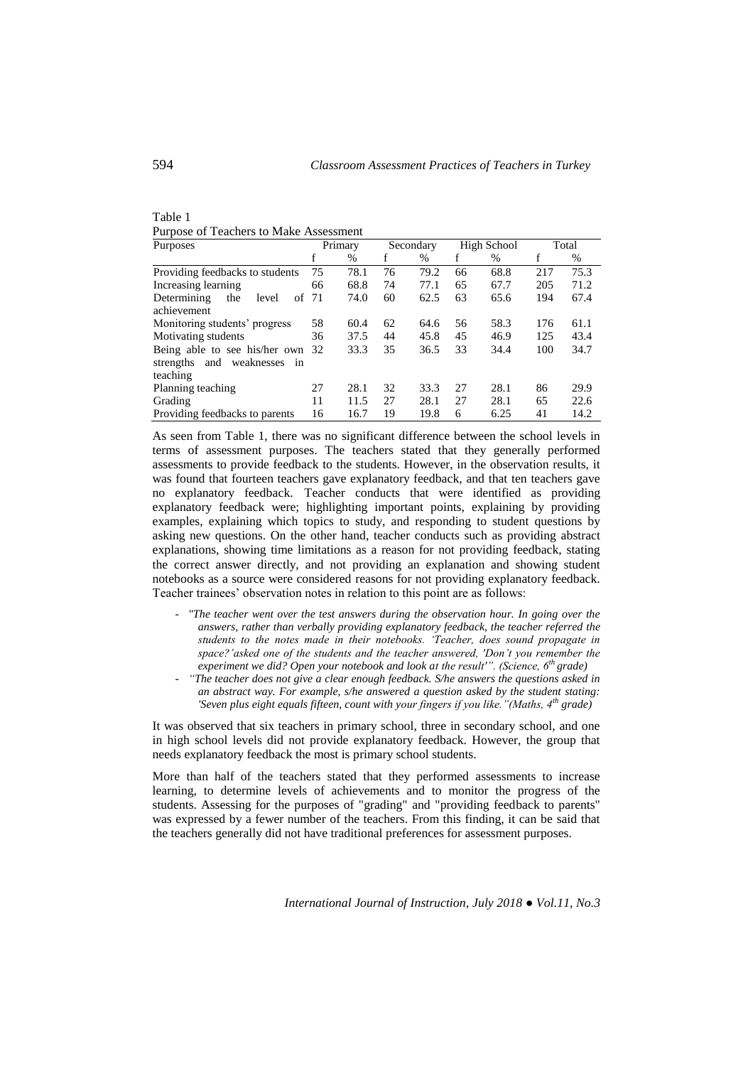Table 1
Purpose of Teachers to Make Assessment

| Purposes | Primary | | Secondary | | High School | | Total | |
|---|---|---|---|---|---|---|---|---|
| | f | % | f | % | f | % | f | % |
| Providing feedbacks to students | 75 | 78.1 | 76 | 79.2 | 66 | 68.8 | 217 | 75.3 |
| Increasing learning | 66 | 68.8 | 74 | 77.1 | 65 | 67.7 | 205 | 71.2 |
| Determining the level of achievement | 71 | 74.0 | 60 | 62.5 | 63 | 65.6 | 194 | 67.4 |
| Monitoring students' progress | 58 | 60.4 | 62 | 64.6 | 56 | 58.3 | 176 | 61.1 |
| Motivating students | 36 | 37.5 | 44 | 45.8 | 45 | 46.9 | 125 | 43.4 |
| Being able to see his/her own strengths and weaknesses in teaching | 32 | 33.3 | 35 | 36.5 | 33 | 34.4 | 100 | 34.7 |
| Planning teaching | 27 | 28.1 | 32 | 33.3 | 27 | 28.1 | 86 | 29.9 |
| Grading | 11 | 11.5 | 27 | 28.1 | 27 | 28.1 | 65 | 22.6 |
| Providing feedbacks to parents | 16 | 16.7 | 19 | 19.8 | 6 | 6.25 | 41 | 14.2 |

As seen from Table 1, there was no significant difference between the school levels in terms of assessment purposes. The teachers stated that they generally performed assessments to provide feedback to the students. However, in the observation results, it was found that fourteen teachers gave explanatory feedback, and that ten teachers gave no explanatory feedback. Teacher conducts that were identified as providing explanatory feedback were; highlighting important points, explaining by providing examples, explaining which topics to study, and responding to student questions by asking new questions. On the other hand, teacher conducts such as providing abstract explanations, showing time limitations as a reason for not providing feedback, stating the correct answer directly, and not providing an explanation and showing student notebooks as a source were considered reasons for not providing explanatory feedback. Teacher trainees' observation notes in relation to this point are as follows:

- *"The teacher went over the test answers during the observation hour. In going over the answers, rather than verbally providing explanatory feedback, the teacher referred the students to the notes made in their notebooks. 'Teacher, does sound propagate in space?' asked one of the students and the teacher answered, 'Don't you remember the experiment we did? Open your notebook and look at the result'". (Science, 6th grade)*
- *"The teacher does not give a clear enough feedback. S/he answers the questions asked in an abstract way. For example, s/he answered a question asked by the student stating: 'Seven plus eight equals fifteen, count with your fingers if you like."(Maths, 4th grade)*

It was observed that six teachers in primary school, three in secondary school, and one in high school levels did not provide explanatory feedback. However, the group that needs explanatory feedback the most is primary school students.

More than half of the teachers stated that they performed assessments to increase learning, to determine levels of achievements and to monitor the progress of the students. Assessing for the purposes of "grading" and "providing feedback to parents" was expressed by a fewer number of the teachers. From this finding, it can be said that the teachers generally did not have traditional preferences for assessment purposes.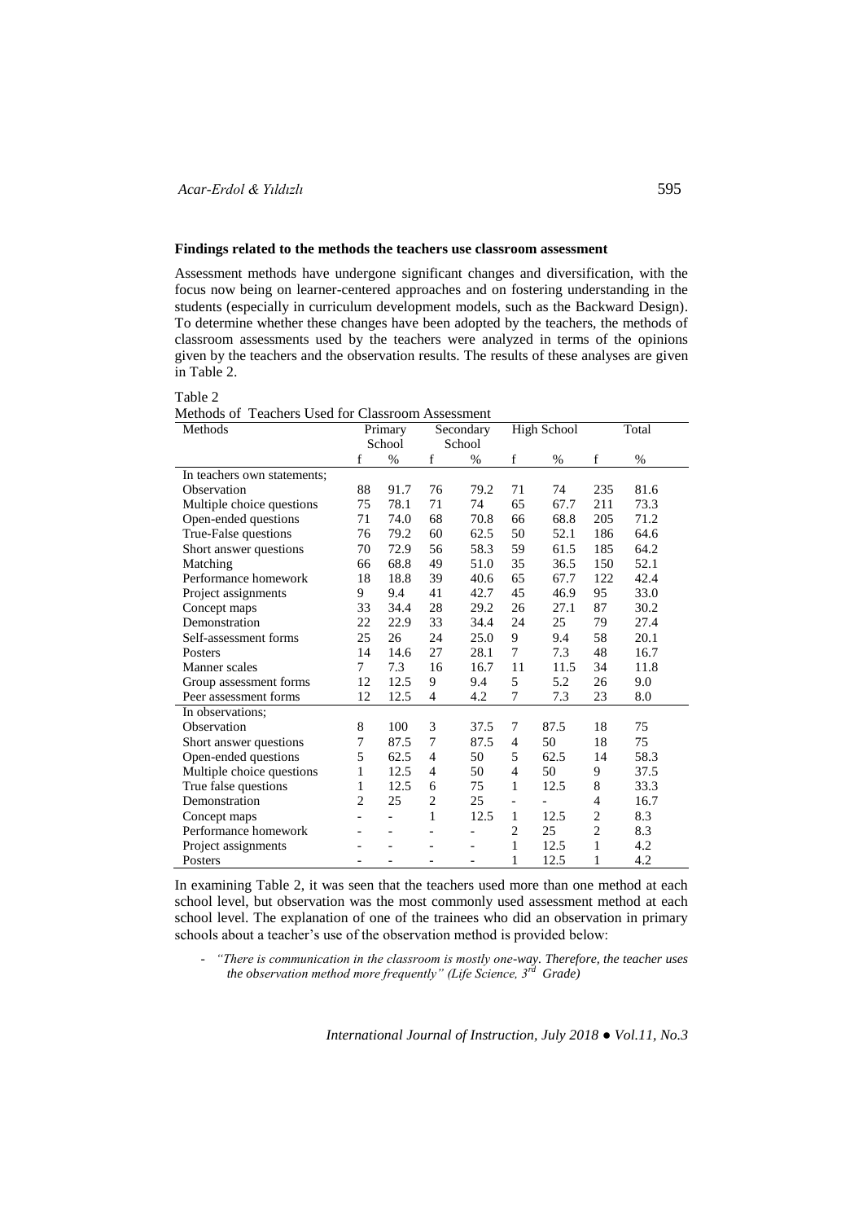**Findings related to the methods the teachers use classroom assessment**

Assessment methods have undergone significant changes and diversification, with the focus now being on learner-centered approaches and on fostering understanding in the students (especially in curriculum development models, such as the Backward Design). To determine whether these changes have been adopted by the teachers, the methods of classroom assessments used by the teachers were analyzed in terms of the opinions given by the teachers and the observation results. The results of these analyses are given in Table 2.

Table 2
Methods of Teachers Used for Classroom Assessment

| Methods | Primary School | | Secondary School | | High School | | Total | |
|---|---|---|---|---|---|---|---|---|
| | f | % | f | % | f | % | f | % |
| In teachers own statements; | | | | | | | | |
| Observation | 88 | 91.7 | 76 | 79.2 | 71 | 74 | 235 | 81.6 |
| Multiple choice questions | 75 | 78.1 | 71 | 74 | 65 | 67.7 | 211 | 73.3 |
| Open-ended questions | 71 | 74.0 | 68 | 70.8 | 66 | 68.8 | 205 | 71.2 |
| True-False questions | 76 | 79.2 | 60 | 62.5 | 50 | 52.1 | 186 | 64.6 |
| Short answer questions | 70 | 72.9 | 56 | 58.3 | 59 | 61.5 | 185 | 64.2 |
| Matching | 66 | 68.8 | 49 | 51.0 | 35 | 36.5 | 150 | 52.1 |
| Performance homework | 18 | 18.8 | 39 | 40.6 | 65 | 67.7 | 122 | 42.4 |
| Project assignments | 9 | 9.4 | 41 | 42.7 | 45 | 46.9 | 95 | 33.0 |
| Concept maps | 33 | 34.4 | 28 | 29.2 | 26 | 27.1 | 87 | 30.2 |
| Demonstration | 22 | 22.9 | 33 | 34.4 | 24 | 25 | 79 | 27.4 |
| Self-assessment forms | 25 | 26 | 24 | 25.0 | 9 | 9.4 | 58 | 20.1 |
| Posters | 14 | 14.6 | 27 | 28.1 | 7 | 7.3 | 48 | 16.7 |
| Manner scales | 7 | 7.3 | 16 | 16.7 | 11 | 11.5 | 34 | 11.8 |
| Group assessment forms | 12 | 12.5 | 9 | 9.4 | 5 | 5.2 | 26 | 9.0 |
| Peer assessment forms | 12 | 12.5 | 4 | 4.2 | 7 | 7.3 | 23 | 8.0 |
| In observations; | | | | | | | | |
| Observation | 8 | 100 | 3 | 37.5 | 7 | 87.5 | 18 | 75 |
| Short answer questions | 7 | 87.5 | 7 | 87.5 | 4 | 50 | 18 | 75 |
| Open-ended questions | 5 | 62.5 | 4 | 50 | 5 | 62.5 | 14 | 58.3 |
| Multiple choice questions | 1 | 12.5 | 4 | 50 | 4 | 50 | 9 | 37.5 |
| True false questions | 1 | 12.5 | 6 | 75 | 1 | 12.5 | 8 | 33.3 |
| Demonstration | 2 | 25 | 2 | 25 | - | - | 4 | 16.7 |
| Concept maps | - | - | 1 | 12.5 | 1 | 12.5 | 2 | 8.3 |
| Performance homework | - | - | - | - | 2 | 25 | 2 | 8.3 |
| Project assignments | - | - | - | - | 1 | 12.5 | 1 | 4.2 |
| Posters | - | - | - | - | 1 | 12.5 | 1 | 4.2 |

In examining Table 2, it was seen that the teachers used more than one method at each school level, but observation was the most commonly used assessment method at each school level. The explanation of one of the trainees who did an observation in primary schools about a teacher's use of the observation method is provided below:

- *"There is communication in the classroom is mostly one-way. Therefore, the teacher uses the observation method more frequently" (Life Science, 3rd Grade)*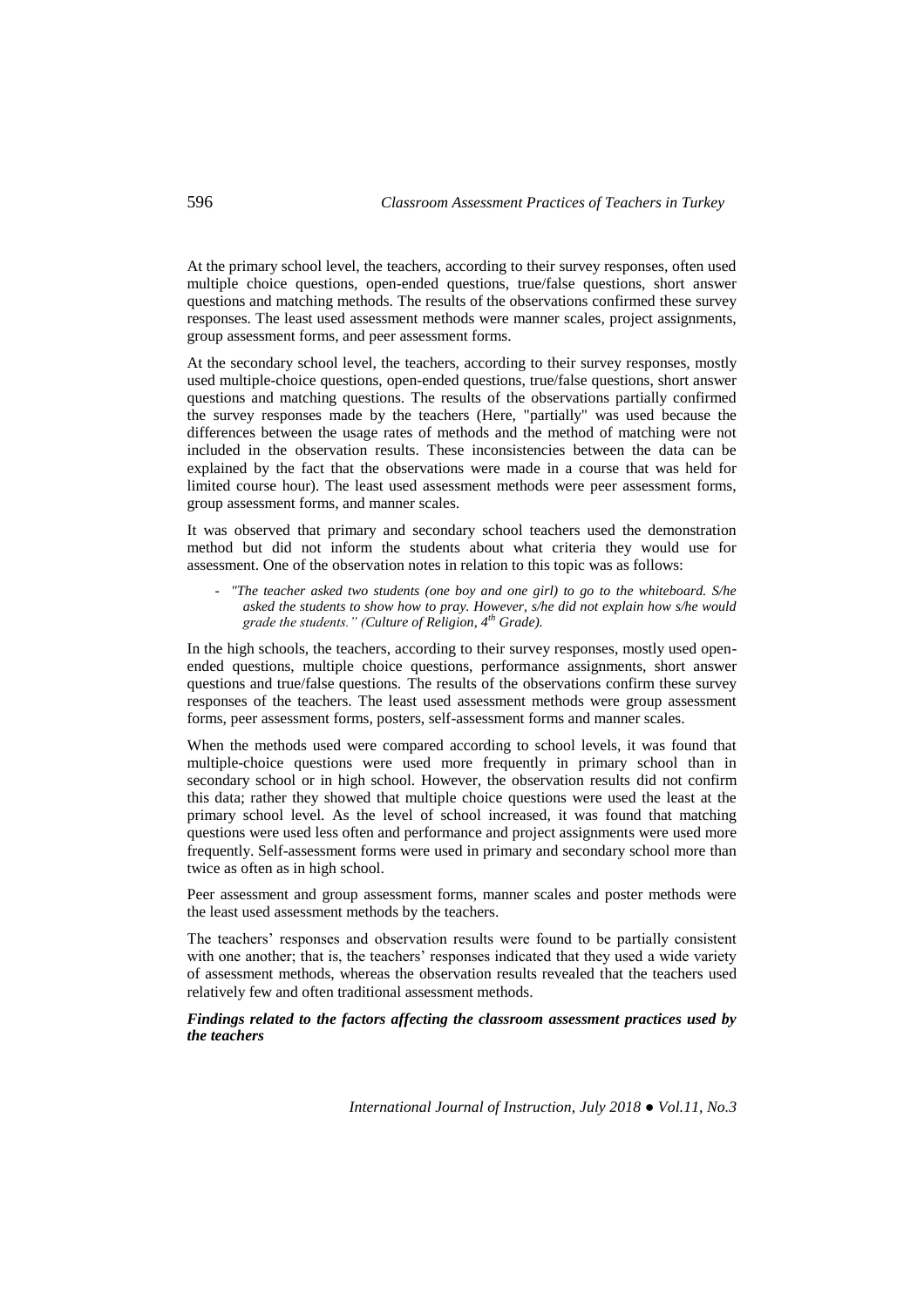At the primary school level, the teachers, according to their survey responses, often used multiple choice questions, open-ended questions, true/false questions, short answer questions and matching methods. The results of the observations confirmed these survey responses. The least used assessment methods were manner scales, project assignments, group assessment forms, and peer assessment forms.

At the secondary school level, the teachers, according to their survey responses, mostly used multiple-choice questions, open-ended questions, true/false questions, short answer questions and matching questions. The results of the observations partially confirmed the survey responses made by the teachers (Here, "partially" was used because the differences between the usage rates of methods and the method of matching were not included in the observation results. These inconsistencies between the data can be explained by the fact that the observations were made in a course that was held for limited course hour). The least used assessment methods were peer assessment forms, group assessment forms, and manner scales.

It was observed that primary and secondary school teachers used the demonstration method but did not inform the students about what criteria they would use for assessment. One of the observation notes in relation to this topic was as follows:

- *"The teacher asked two students (one boy and one girl) to go to the whiteboard. S/he asked the students to show how to pray. However, s/he did not explain how s/he would grade the students." (Culture of Religion, 4th Grade).*

In the high schools, the teachers, according to their survey responses, mostly used open-ended questions, multiple choice questions, performance assignments, short answer questions and true/false questions. The results of the observations confirm these survey responses of the teachers. The least used assessment methods were group assessment forms, peer assessment forms, posters, self-assessment forms and manner scales.

When the methods used were compared according to school levels, it was found that multiple-choice questions were used more frequently in primary school than in secondary school or in high school. However, the observation results did not confirm this data; rather they showed that multiple choice questions were used the least at the primary school level. As the level of school increased, it was found that matching questions were used less often and performance and project assignments were used more frequently. Self-assessment forms were used in primary and secondary school more than twice as often as in high school.

Peer assessment and group assessment forms, manner scales and poster methods were the least used assessment methods by the teachers.

The teachers' responses and observation results were found to be partially consistent with one another; that is, the teachers' responses indicated that they used a wide variety of assessment methods, whereas the observation results revealed that the teachers used relatively few and often traditional assessment methods.

***Findings related to the factors affecting the classroom assessment practices used by the teachers***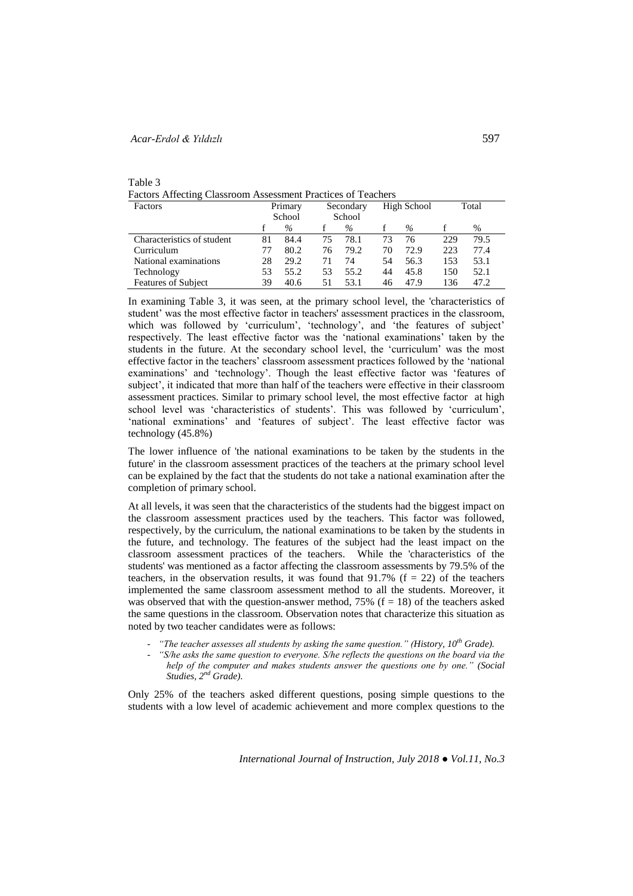Table 3
Factors Affecting Classroom Assessment Practices of Teachers

| Factors | Primary School | | Secondary School | | High School | | Total | |
|---|---|---|---|---|---|---|---|---|
| | f | % | f | % | f | % | f | % |
| Characteristics of student | 81 | 84.4 | 75 | 78.1 | 73 | 76 | 229 | 79.5 |
| Curriculum | 77 | 80.2 | 76 | 79.2 | 70 | 72.9 | 223 | 77.4 |
| National examinations | 28 | 29.2 | 71 | 74 | 54 | 56.3 | 153 | 53.1 |
| Technology | 53 | 55.2 | 53 | 55.2 | 44 | 45.8 | 150 | 52.1 |
| Features of Subject | 39 | 40.6 | 51 | 53.1 | 46 | 47.9 | 136 | 47.2 |

In examining Table 3, it was seen, at the primary school level, the 'characteristics of student' was the most effective factor in teachers' assessment practices in the classroom, which was followed by 'curriculum', 'technology', and 'the features of subject' respectively. The least effective factor was the 'national examinations' taken by the students in the future. At the secondary school level, the 'curriculum' was the most effective factor in the teachers' classroom assessment practices followed by the 'national examinations' and 'technology'. Though the least effective factor was 'features of subject', it indicated that more than half of the teachers were effective in their classroom assessment practices. Similar to primary school level, the most effective factor at high school level was 'characteristics of students'. This was followed by 'curriculum', 'national exminations' and 'features of subject'. The least effective factor was technology (45.8%)

The lower influence of 'the national examinations to be taken by the students in the future' in the classroom assessment practices of the teachers at the primary school level can be explained by the fact that the students do not take a national examination after the completion of primary school.

At all levels, it was seen that the characteristics of the students had the biggest impact on the classroom assessment practices used by the teachers. This factor was followed, respectively, by the curriculum, the national examinations to be taken by the students in the future, and technology. The features of the subject had the least impact on the classroom assessment practices of the teachers. While the 'characteristics of the students' was mentioned as a factor affecting the classroom assessments by 79.5% of the teachers, in the observation results, it was found that 91.7% ($f = 22$) of the teachers implemented the same classroom assessment method to all the students. Moreover, it was observed that with the question-answer method, 75% ($f = 18$) of the teachers asked the same questions in the classroom. Observation notes that characterize this situation as noted by two teacher candidates were as follows:

- *"The teacher assesses all students by asking the same question." (History, 10th Grade).*
- *"S/he asks the same question to everyone. S/he reflects the questions on the board via the help of the computer and makes students answer the questions one by one." (Social Studies, 2nd Grade).*

Only 25% of the teachers asked different questions, posing simple questions to the students with a low level of academic achievement and more complex questions to the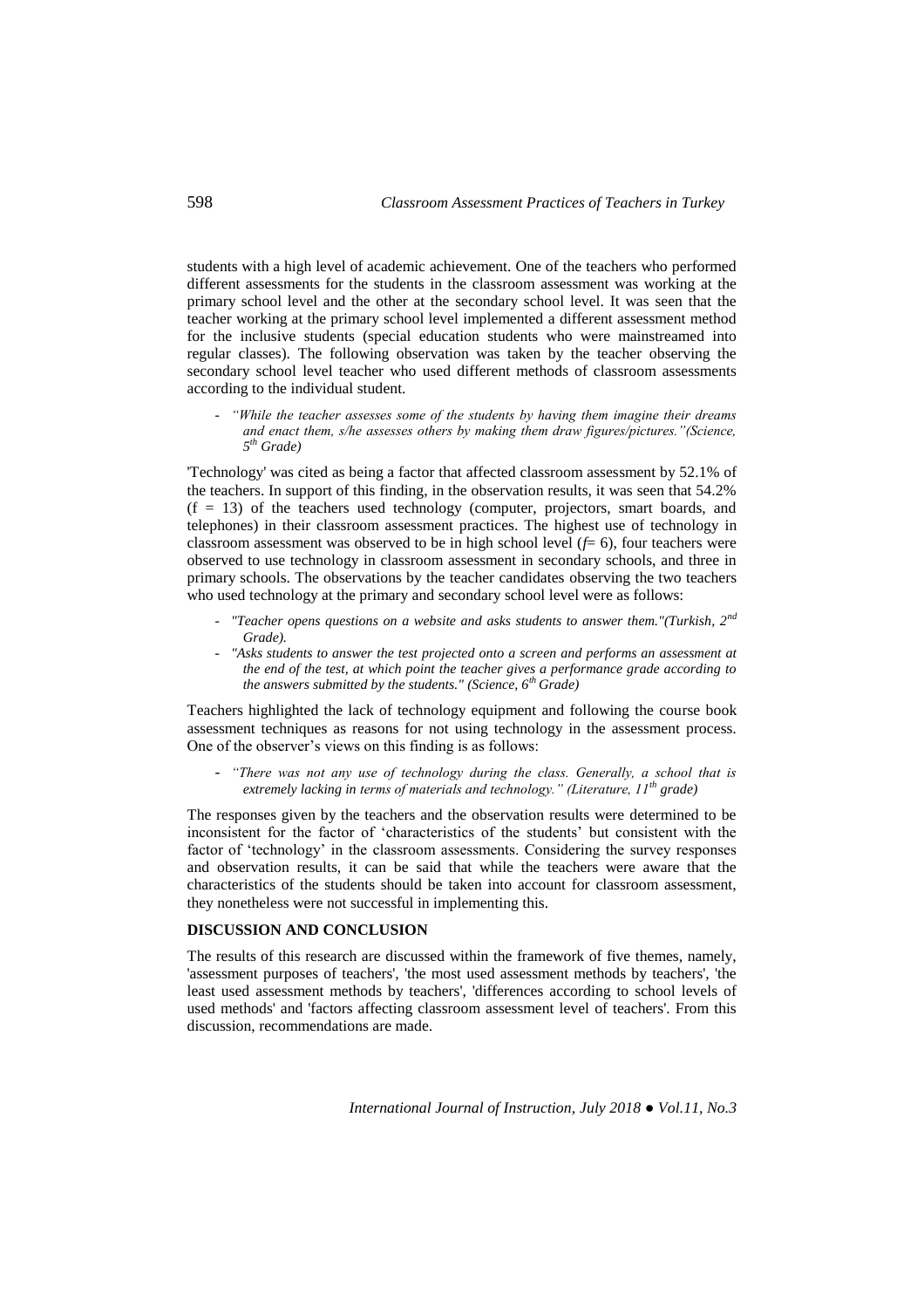students with a high level of academic achievement. One of the teachers who performed different assessments for the students in the classroom assessment was working at the primary school level and the other at the secondary school level. It was seen that the teacher working at the primary school level implemented a different assessment method for the inclusive students (special education students who were mainstreamed into regular classes). The following observation was taken by the teacher observing the secondary school level teacher who used different methods of classroom assessments according to the individual student.

- *"While the teacher assesses some of the students by having them imagine their dreams and enact them, s/he assesses others by making them draw figures/pictures."(Science, 5th Grade)*

'Technology' was cited as being a factor that affected classroom assessment by 52.1% of the teachers. In support of this finding, in the observation results, it was seen that 54.2% (f = 13) of the teachers used technology (computer, projectors, smart boards, and telephones) in their classroom assessment practices. The highest use of technology in classroom assessment was observed to be in high school level (*f*= 6), four teachers were observed to use technology in classroom assessment in secondary schools, and three in primary schools. The observations by the teacher candidates observing the two teachers who used technology at the primary and secondary school level were as follows:

- *"Teacher opens questions on a website and asks students to answer them."(Turkish, 2nd Grade).*
- *"Asks students to answer the test projected onto a screen and performs an assessment at the end of the test, at which point the teacher gives a performance grade according to the answers submitted by the students." (Science, 6th Grade)*

Teachers highlighted the lack of technology equipment and following the course book assessment techniques as reasons for not using technology in the assessment process. One of the observer's views on this finding is as follows:

- *"There was not any use of technology during the class. Generally, a school that is extremely lacking in terms of materials and technology." (Literature, 11th grade)*

The responses given by the teachers and the observation results were determined to be inconsistent for the factor of 'characteristics of the students' but consistent with the factor of 'technology' in the classroom assessments. Considering the survey responses and observation results, it can be said that while the teachers were aware that the characteristics of the students should be taken into account for classroom assessment, they nonetheless were not successful in implementing this.

## DISCUSSION AND CONCLUSION

The results of this research are discussed within the framework of five themes, namely, 'assessment purposes of teachers', 'the most used assessment methods by teachers', 'the least used assessment methods by teachers', 'differences according to school levels of used methods' and 'factors affecting classroom assessment level of teachers'. From this discussion, recommendations are made.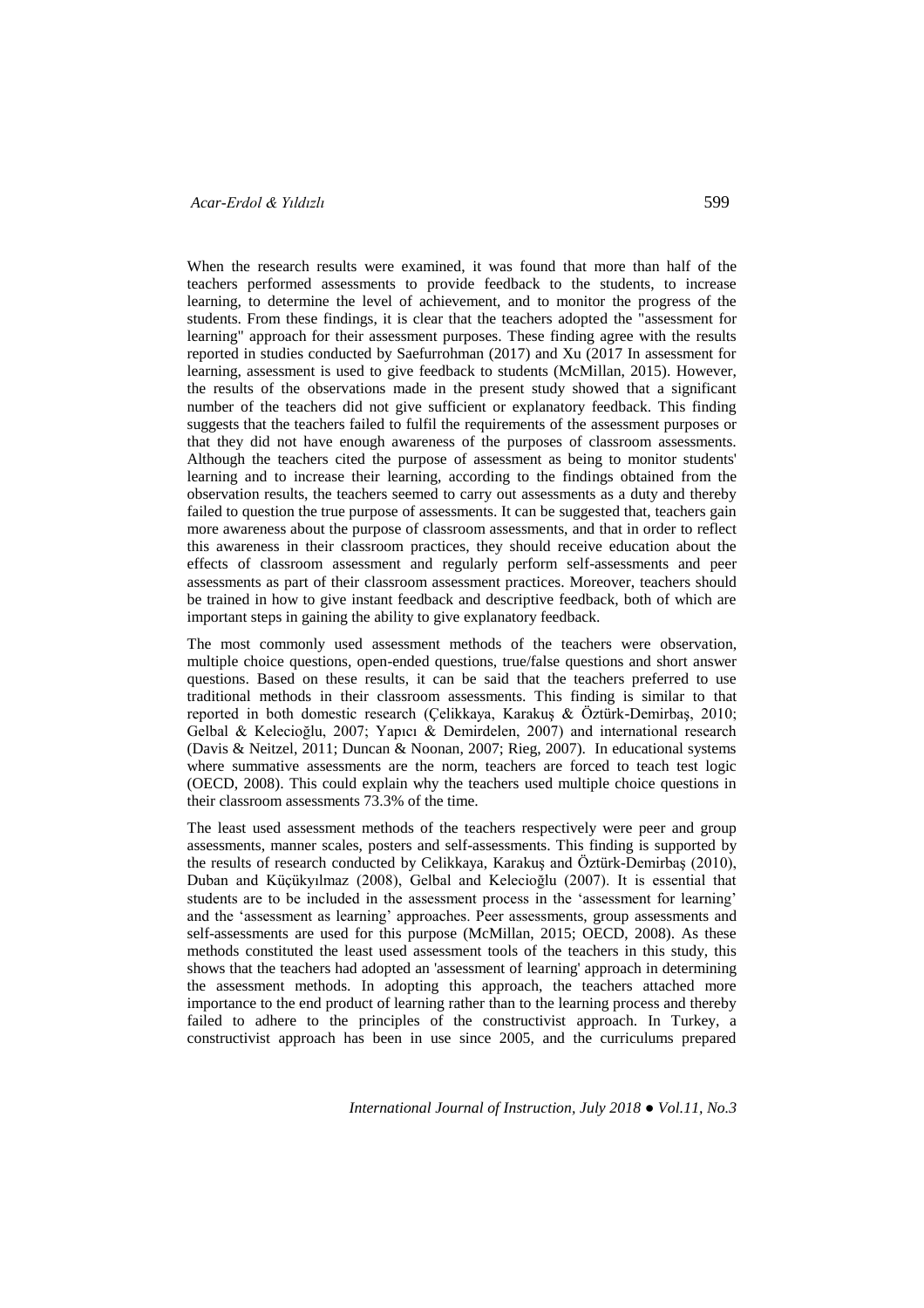When the research results were examined, it was found that more than half of the teachers performed assessments to provide feedback to the students, to increase learning, to determine the level of achievement, and to monitor the progress of the students. From these findings, it is clear that the teachers adopted the "assessment for learning" approach for their assessment purposes. These finding agree with the results reported in studies conducted by Saefurrohman (2017) and Xu (2017 In assessment for learning, assessment is used to give feedback to students (McMillan, 2015). However, the results of the observations made in the present study showed that a significant number of the teachers did not give sufficient or explanatory feedback. This finding suggests that the teachers failed to fulfil the requirements of the assessment purposes or that they did not have enough awareness of the purposes of classroom assessments. Although the teachers cited the purpose of assessment as being to monitor students' learning and to increase their learning, according to the findings obtained from the observation results, the teachers seemed to carry out assessments as a duty and thereby failed to question the true purpose of assessments. It can be suggested that, teachers gain more awareness about the purpose of classroom assessments, and that in order to reflect this awareness in their classroom practices, they should receive education about the effects of classroom assessment and regularly perform self-assessments and peer assessments as part of their classroom assessment practices. Moreover, teachers should be trained in how to give instant feedback and descriptive feedback, both of which are important steps in gaining the ability to give explanatory feedback.

The most commonly used assessment methods of the teachers were observation, multiple choice questions, open-ended questions, true/false questions and short answer questions. Based on these results, it can be said that the teachers preferred to use traditional methods in their classroom assessments. This finding is similar to that reported in both domestic research (Çelikkaya, Karakuş & Öztürk-Demirbaş, 2010; Gelbal & Kelecioğlu, 2007; Yapıcı & Demirdelen, 2007) and international research (Davis & Neitzel, 2011; Duncan & Noonan, 2007; Rieg, 2007). In educational systems where summative assessments are the norm, teachers are forced to teach test logic (OECD, 2008). This could explain why the teachers used multiple choice questions in their classroom assessments 73.3% of the time.

The least used assessment methods of the teachers respectively were peer and group assessments, manner scales, posters and self-assessments. This finding is supported by the results of research conducted by Celikkaya, Karakuş and Öztürk-Demirbaş (2010), Duban and Küçükyılmaz (2008), Gelbal and Kelecioğlu (2007). It is essential that students are to be included in the assessment process in the 'assessment for learning' and the 'assessment as learning' approaches. Peer assessments, group assessments and self-assessments are used for this purpose (McMillan, 2015; OECD, 2008). As these methods constituted the least used assessment tools of the teachers in this study, this shows that the teachers had adopted an 'assessment of learning' approach in determining the assessment methods. In adopting this approach, the teachers attached more importance to the end product of learning rather than to the learning process and thereby failed to adhere to the principles of the constructivist approach. In Turkey, a constructivist approach has been in use since 2005, and the curriculums prepared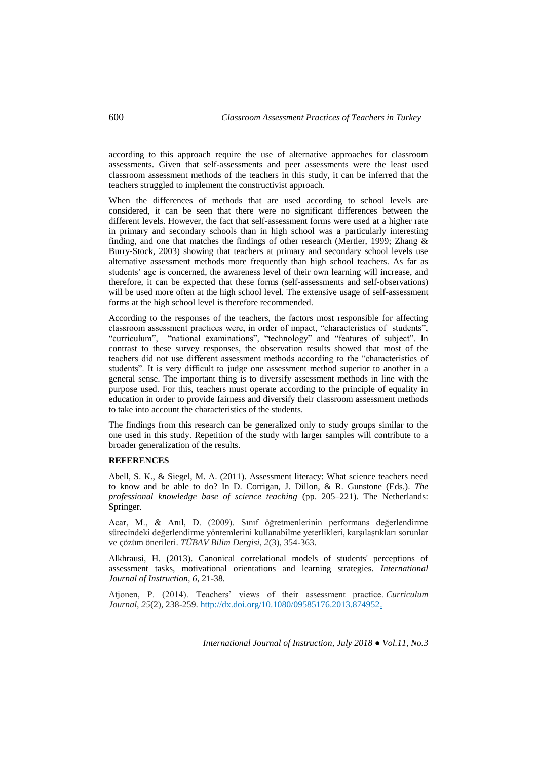according to this approach require the use of alternative approaches for classroom assessments. Given that self-assessments and peer assessments were the least used classroom assessment methods of the teachers in this study, it can be inferred that the teachers struggled to implement the constructivist approach.

When the differences of methods that are used according to school levels are considered, it can be seen that there were no significant differences between the different levels. However, the fact that self-assessment forms were used at a higher rate in primary and secondary schools than in high school was a particularly interesting finding, and one that matches the findings of other research (Mertler, 1999; Zhang & Burry-Stock, 2003) showing that teachers at primary and secondary school levels use alternative assessment methods more frequently than high school teachers. As far as students' age is concerned, the awareness level of their own learning will increase, and therefore, it can be expected that these forms (self-assessments and self-observations) will be used more often at the high school level. The extensive usage of self-assessment forms at the high school level is therefore recommended.

According to the responses of the teachers, the factors most responsible for affecting classroom assessment practices were, in order of impact, "characteristics of students", "curriculum", "national examinations", "technology" and "features of subject". In contrast to these survey responses, the observation results showed that most of the teachers did not use different assessment methods according to the "characteristics of students". It is very difficult to judge one assessment method superior to another in a general sense. The important thing is to diversify assessment methods in line with the purpose used. For this, teachers must operate according to the principle of equality in education in order to provide fairness and diversify their classroom assessment methods to take into account the characteristics of the students.

The findings from this research can be generalized only to study groups similar to the one used in this study. Repetition of the study with larger samples will contribute to a broader generalization of the results.

## REFERENCES

Abell, S. K., & Siegel, M. A. (2011). Assessment literacy: What science teachers need to know and be able to do? In D. Corrigan, J. Dillon, & R. Gunstone (Eds.). *The professional knowledge base of science teaching* (pp. 205–221). The Netherlands: Springer.

Acar, M., & Anıl, D. (2009). Sınıf öğretmenlerinin performans değerlendirme sürecindeki değerlendirme yöntemlerini kullanabilme yeterlikleri, karşılaştıkları sorunlar ve çözüm önerileri. *TÜBAV Bilim Dergisi*, *2*(3), 354-363.

Alkhrausi, H. (2013). Canonical correlational models of students' perceptions of assessment tasks, motivational orientations and learning strategies. *International Journal of Instruction, 6*, 21-38.

Atjonen, P. (2014). Teachers' views of their assessment practice. *Curriculum Journal*, *25*(2), 238-259. http://dx.doi.org/10.1080/09585176.2013.874952.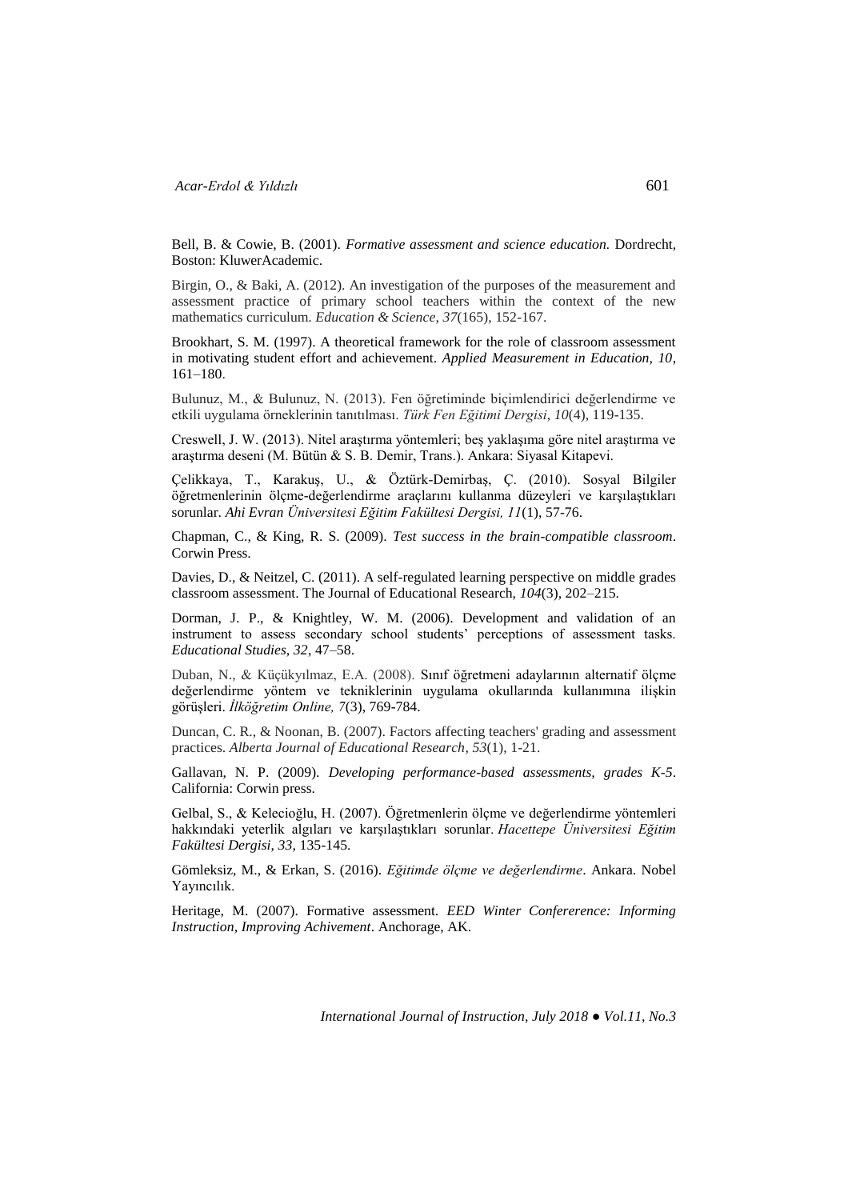Bell, B. & Cowie, B. (2001). *Formative assessment and science education.* Dordrecht, Boston: KluwerAcademic.

Birgin, O., & Baki, A. (2012). An investigation of the purposes of the measurement and assessment practice of primary school teachers within the context of the new mathematics curriculum. *Education & Science, 37*(165), 152-167.

Brookhart, S. M. (1997). A theoretical framework for the role of classroom assessment in motivating student effort and achievement. *Applied Measurement in Education, 10*, 161–180.

Bulunuz, M., & Bulunuz, N. (2013). Fen öğretiminde biçimlendirici değerlendirme ve etkili uygulama örneklerinin tanıtılması. *Türk Fen Eğitimi Dergisi*, *10*(4), 119-135.

Creswell, J. W. (2013). Nitel araştırma yöntemleri; beş yaklaşıma göre nitel araştırma ve araştırma deseni (M. Bütün & S. B. Demir, Trans.). Ankara: Siyasal Kitapevi.

Çelikkaya, T., Karakuş, U., & Öztürk-Demirbaş, Ç. (2010). Sosyal Bilgiler öğretmenlerinin ölçme-değerlendirme araçlarını kullanma düzeyleri ve karşılaştıkları sorunlar. *Ahi Evran Üniversitesi Eğitim Fakültesi Dergisi, 11*(1), 57-76.

Chapman, C., & King, R. S. (2009). *Test success in the brain-compatible classroom*. Corwin Press.

Davies, D., & Neitzel, C. (2011). A self-regulated learning perspective on middle grades classroom assessment. The Journal of Educational Research, *104*(3), 202–215.

Dorman, J. P., & Knightley, W. M. (2006). Development and validation of an instrument to assess secondary school students' perceptions of assessment tasks. *Educational Studies, 32*, 47–58.

Duban, N., & Küçükyılmaz, E.A. (2008). Sınıf öğretmeni adaylarının alternatif ölçme değerlendirme yöntem ve tekniklerinin uygulama okullarında kullanımına ilişkin görüşleri. *İlköğretim Online, 7*(3), 769-784.

Duncan, C. R., & Noonan, B. (2007). Factors affecting teachers' grading and assessment practices. *Alberta Journal of Educational Research*, *53*(1), 1-21.

Gallavan, N. P. (2009). *Developing performance-based assessments, grades K-5*. California: Corwin press.

Gelbal, S., & Kelecioğlu, H. (2007). Öğretmenlerin ölçme ve değerlendirme yöntemleri hakkındaki yeterlik algıları ve karşılaştıkları sorunlar. *Hacettepe Üniversitesi Eğitim Fakültesi Dergisi, 33*, 135-145.

Gömleksiz, M., & Erkan, S. (2016). *Eğitimde ölçme ve değerlendirme*. Ankara. Nobel Yayıncılık.

Heritage, M. (2007). Formative assessment. *EED Winter Confererence: Informing Instruction, Improving Achivement*. Anchorage, AK.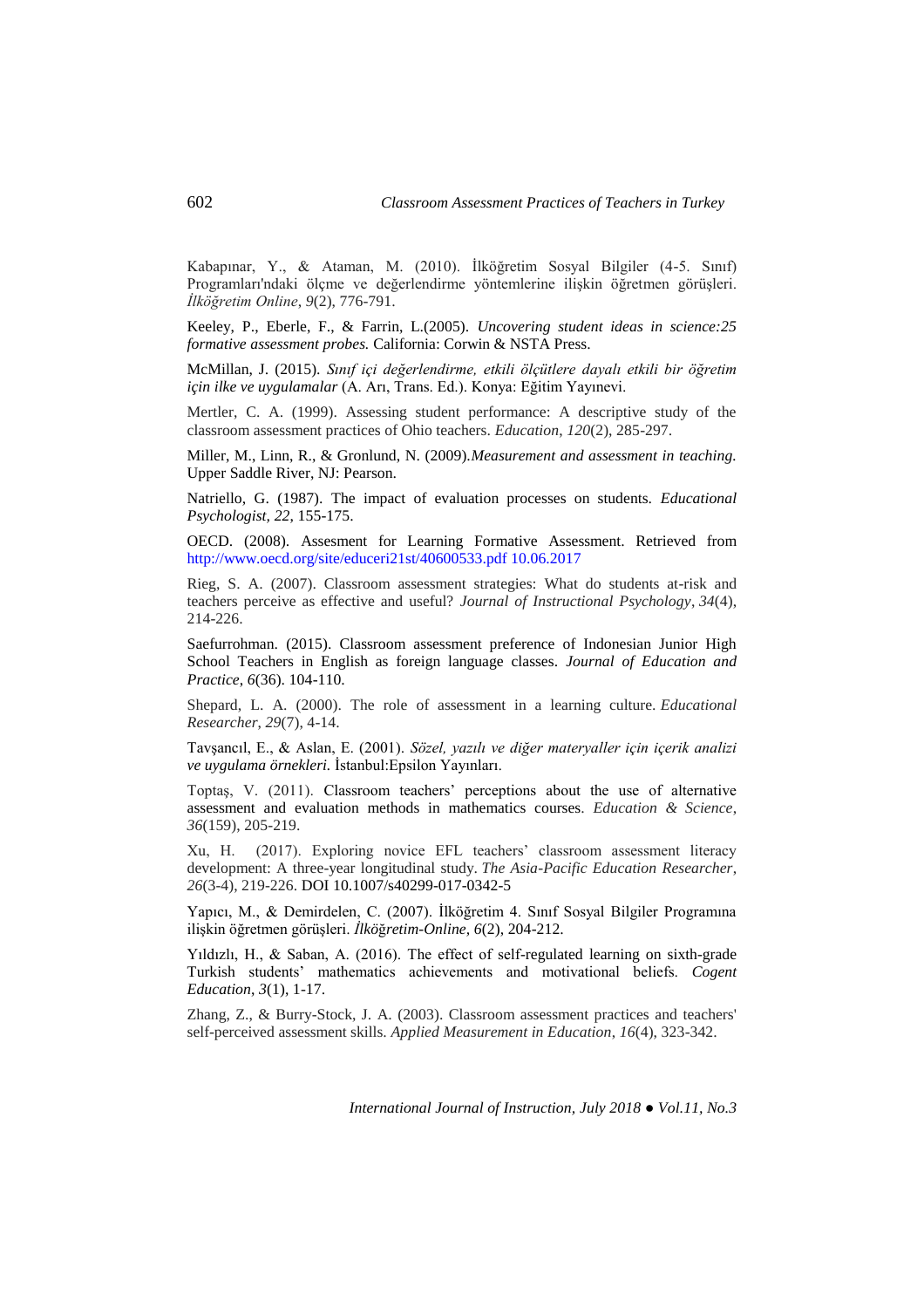Kabapınar, Y., & Ataman, M. (2010). İlköğretim Sosyal Bilgiler (4-5. Sınıf) Programları'ndaki ölçme ve değerlendirme yöntemlerine ilişkin öğretmen görüşleri. *İlköğretim Online*, *9*(2), 776-791.

Keeley, P., Eberle, F., & Farrin, L.(2005). *Uncovering student ideas in science:25 formative assessment probes.* California: Corwin & NSTA Press.

McMillan, J. (2015). *Sınıf içi değerlendirme, etkili ölçütlere dayalı etkili bir öğretim için ilke ve uygulamalar* (A. Arı, Trans. Ed.). Konya: Eğitim Yayınevi.

Mertler, C. A. (1999). Assessing student performance: A descriptive study of the classroom assessment practices of Ohio teachers. *Education*, *120*(2), 285-297.

Miller, M., Linn, R., & Gronlund, N. (2009).*Measurement and assessment in teaching.* Upper Saddle River, NJ: Pearson.

Natriello, G. (1987). The impact of evaluation processes on students. *Educational Psychologist, 22*, 155-175.

OECD. (2008). Assesment for Learning Formative Assessment. Retrieved from http://www.oecd.org/site/educeri21st/40600533.pdf 10.06.2017

Rieg, S. A. (2007). Classroom assessment strategies: What do students at-risk and teachers perceive as effective and useful? *Journal of Instructional Psychology*, *34*(4), 214-226.

Saefurrohman. (2015). Classroom assessment preference of Indonesian Junior High School Teachers in English as foreign language classes. *Journal of Education and Practice*, *6*(36). 104-110.

Shepard, L. A. (2000). The role of assessment in a learning culture. *Educational Researcher*, *29*(7), 4-14.

Tavşancıl, E., & Aslan, E. (2001). *Sözel, yazılı ve diğer materyaller için içerik analizi ve uygulama örnekleri.* İstanbul:Epsilon Yayınları.

Toptaş, V. (2011). Classroom teachers' perceptions about the use of alternative assessment and evaluation methods in mathematics courses. *Education & Science*, *36*(159), 205-219.

Xu, H. (2017). Exploring novice EFL teachers' classroom assessment literacy development: A three-year longitudinal study. *The Asia-Pacific Education Researcher*, *26*(3-4), 219-226. DOI 10.1007/s40299-017-0342-5

Yapıcı, M., & Demirdelen, C. (2007). İlköğretim 4. Sınıf Sosyal Bilgiler Programına ilişkin öğretmen görüşleri. *İlköğretim-Online, 6*(2), 204-212.

Yıldızlı, H., & Saban, A. (2016). The effect of self-regulated learning on sixth-grade Turkish students' mathematics achievements and motivational beliefs. *Cogent Education*, *3*(1), 1-17.

Zhang, Z., & Burry-Stock, J. A. (2003). Classroom assessment practices and teachers' self-perceived assessment skills. *Applied Measurement in Education*, *16*(4), 323-342.